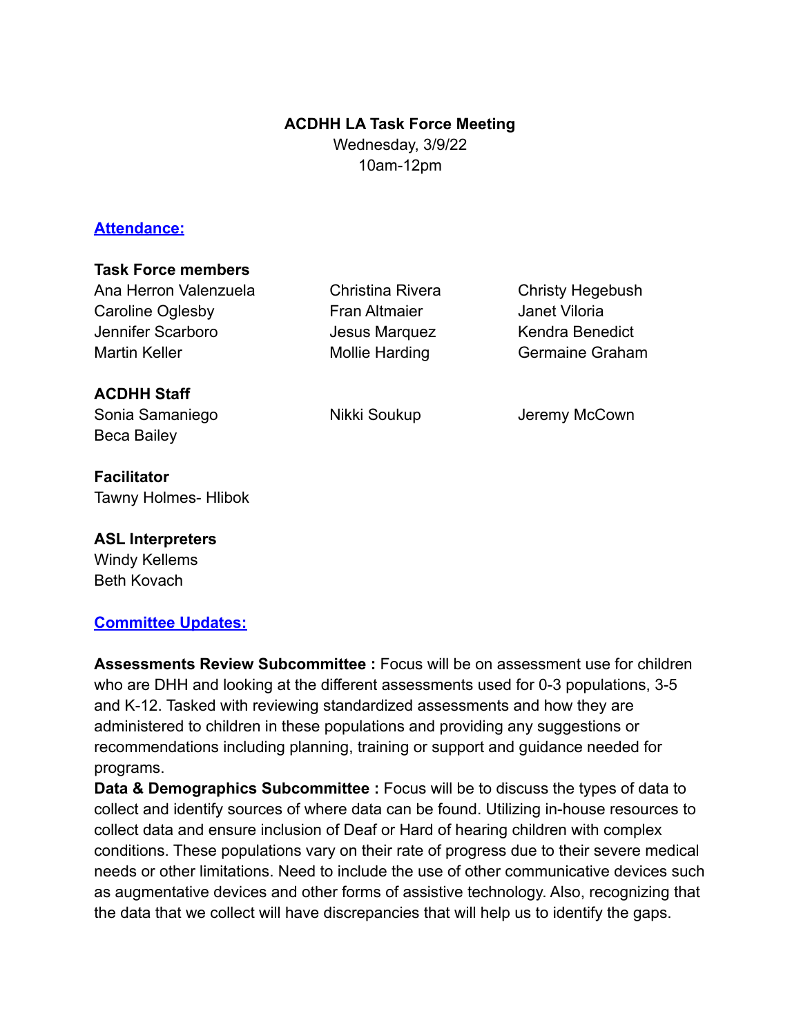**ACDHH LA Task Force Meeting**
Wednesday, 3/9/22
10am-12pm

## Attendance:

**Task Force members**

| | | |
|---|---|---|
| Ana Herron Valenzuela | Christina Rivera | Christy Hegebush |
| Caroline Oglesby | Fran Altmaier | Janet Viloria |
| Jennifer Scarboro | Jesus Marquez | Kendra Benedict |
| Martin Keller | Mollie Harding | Germaine Graham |

**ACDHH Staff**

| | | |
|---|---|---|
| Sonia Samaniego | Nikki Soukup | Jeremy McCown |
| Beca Bailey | | |

**Facilitator**
Tawny Holmes- Hlibok

**ASL Interpreters**
Windy Kellems
Beth Kovach

## Committee Updates:

**Assessments Review Subcommittee :** Focus will be on assessment use for children who are DHH and looking at the different assessments used for 0-3 populations, 3-5 and K-12. Tasked with reviewing standardized assessments and how they are administered to children in these populations and providing any suggestions or recommendations including planning, training or support and guidance needed for programs.

**Data & Demographics Subcommittee :** Focus will be to discuss the types of data to collect and identify sources of where data can be found. Utilizing in-house resources to collect data and ensure inclusion of Deaf or Hard of hearing children with complex conditions. These populations vary on their rate of progress due to their severe medical needs or other limitations. Need to include the use of other communicative devices such as augmentative devices and other forms of assistive technology. Also, recognizing that the data that we collect will have discrepancies that will help us to identify the gaps.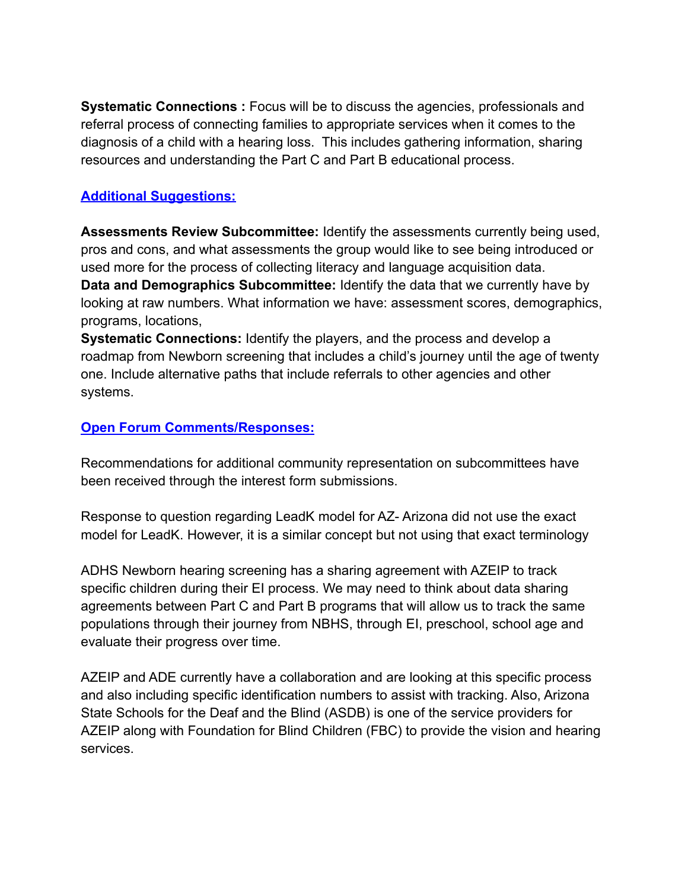**Systematic Connections :** Focus will be to discuss the agencies, professionals and referral process of connecting families to appropriate services when it comes to the diagnosis of a child with a hearing loss. This includes gathering information, sharing resources and understanding the Part C and Part B educational process.

**Additional Suggestions:**

**Assessments Review Subcommittee:** Identify the assessments currently being used, pros and cons, and what assessments the group would like to see being introduced or used more for the process of collecting literacy and language acquisition data.
**Data and Demographics Subcommittee:** Identify the data that we currently have by looking at raw numbers. What information we have: assessment scores, demographics, programs, locations,
**Systematic Connections:** Identify the players, and the process and develop a roadmap from Newborn screening that includes a child's journey until the age of twenty one. Include alternative paths that include referrals to other agencies and other systems.

**Open Forum Comments/Responses:**

Recommendations for additional community representation on subcommittees have been received through the interest form submissions.

Response to question regarding LeadK model for AZ- Arizona did not use the exact model for LeadK. However, it is a similar concept but not using that exact terminology

ADHS Newborn hearing screening has a sharing agreement with AZEIP to track specific children during their EI process. We may need to think about data sharing agreements between Part C and Part B programs that will allow us to track the same populations through their journey from NBHS, through EI, preschool, school age and evaluate their progress over time.

AZEIP and ADE currently have a collaboration and are looking at this specific process and also including specific identification numbers to assist with tracking. Also, Arizona State Schools for the Deaf and the Blind (ASDB) is one of the service providers for AZEIP along with Foundation for Blind Children (FBC) to provide the vision and hearing services.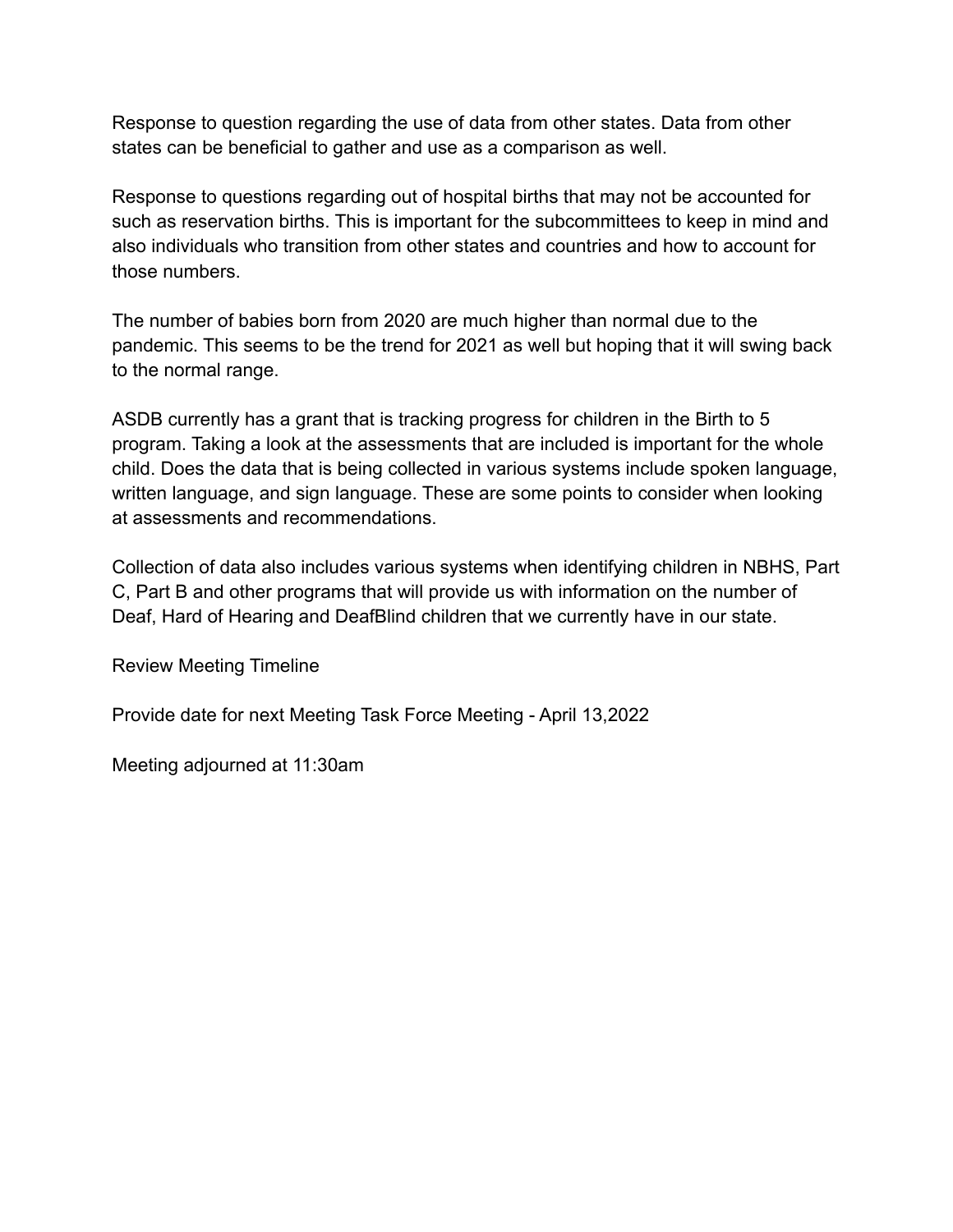Response to question regarding the use of data from other states. Data from other states can be beneficial to gather and use as a comparison as well.

Response to questions regarding out of hospital births that may not be accounted for such as reservation births. This is important for the subcommittees to keep in mind and also individuals who transition from other states and countries and how to account for those numbers.

The number of babies born from 2020 are much higher than normal due to the pandemic. This seems to be the trend for 2021 as well but hoping that it will swing back to the normal range.

ASDB currently has a grant that is tracking progress for children in the Birth to 5 program. Taking a look at the assessments that are included is important for the whole child. Does the data that is being collected in various systems include spoken language, written language, and sign language. These are some points to consider when looking at assessments and recommendations.

Collection of data also includes various systems when identifying children in NBHS, Part C, Part B and other programs that will provide us with information on the number of Deaf, Hard of Hearing and DeafBlind children that we currently have in our state.

Review Meeting Timeline

Provide date for next Meeting Task Force Meeting - April 13,2022

Meeting adjourned at 11:30am